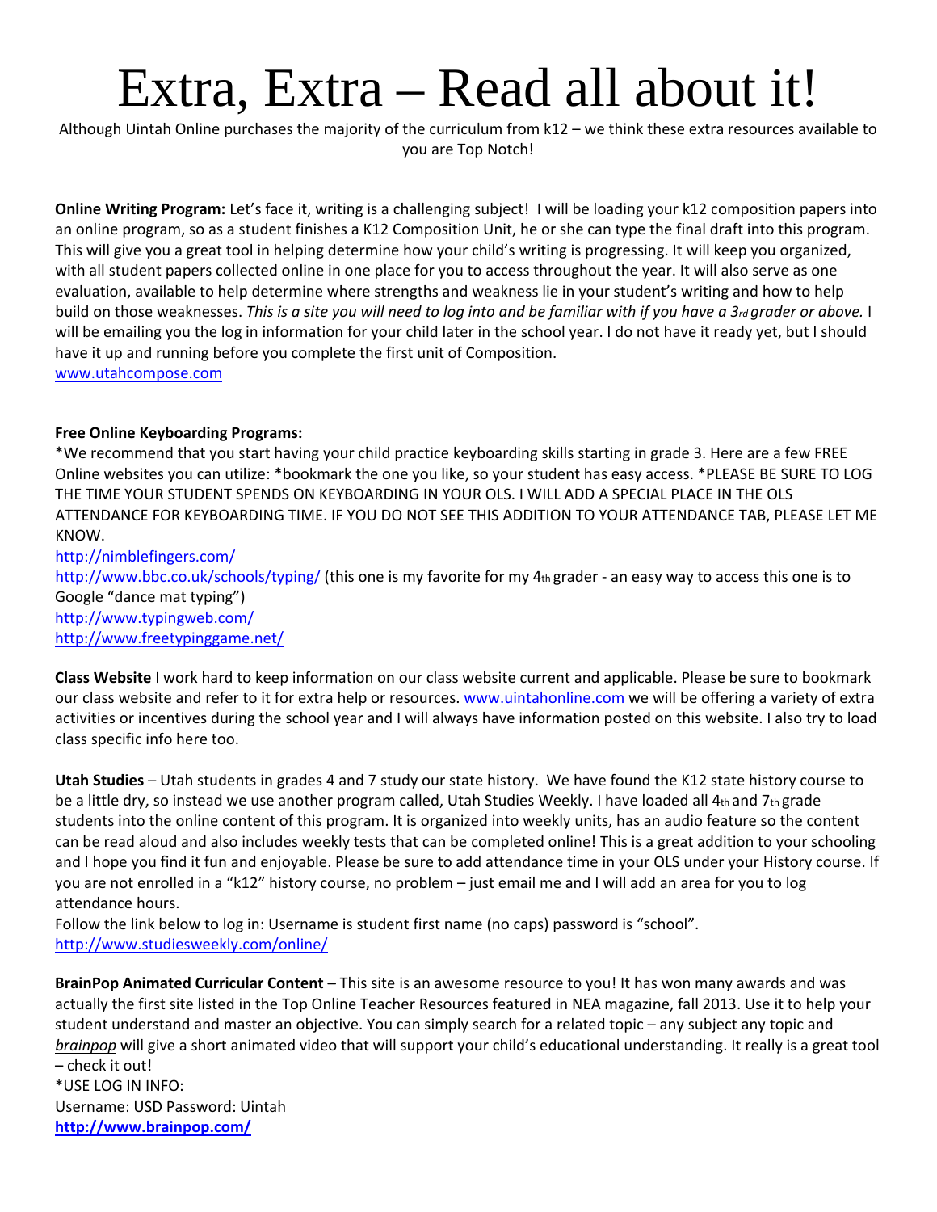# Extra, Extra – Read all about it!

Although Uintah Online purchases the majority of the curriculum from k12 – we think these extra resources available to you are Top Notch!

**Online Writing Program:** Let's face it, writing is a challenging subject! I will be loading your k12 composition papers into an online program, so as a student finishes a K12 Composition Unit, he or she can type the final draft into this program. This will give you a great tool in helping determine how your child's writing is progressing. It will keep you organized, with all student papers collected online in one place for you to access throughout the year. It will also serve as one evaluation, available to help determine where strengths and weakness lie in your student's writing and how to help build on those weaknesses. *This is a site you will need to log into and be familiar with if you have a 3rd grader or above.* I will be emailing you the log in information for your child later in the school year. I do not have it ready yet, but I should have it up and running before you complete the first unit of Composition.
www.utahcompose.com

**Free Online Keyboarding Programs:**
*We recommend that you start having your child practice keyboarding skills starting in grade 3. Here are a few FREE Online websites you can utilize: *bookmark the one you like, so your student has easy access. *PLEASE BE SURE TO LOG THE TIME YOUR STUDENT SPENDS ON KEYBOARDING IN YOUR OLS. I WILL ADD A SPECIAL PLACE IN THE OLS ATTENDANCE FOR KEYBOARDING TIME. IF YOU DO NOT SEE THIS ADDITION TO YOUR ATTENDANCE TAB, PLEASE LET ME KNOW.
http://nimblefingers.com/
http://www.bbc.co.uk/schools/typing/ (this one is my favorite for my 4th grader - an easy way to access this one is to Google "dance mat typing")
http://www.typingweb.com/
http://www.freetypinggame.net/

**Class Website** I work hard to keep information on our class website current and applicable. Please be sure to bookmark our class website and refer to it for extra help or resources. www.uintahonline.com we will be offering a variety of extra activities or incentives during the school year and I will always have information posted on this website. I also try to load class specific info here too.

**Utah Studies** – Utah students in grades 4 and 7 study our state history. We have found the K12 state history course to be a little dry, so instead we use another program called, Utah Studies Weekly. I have loaded all 4th and 7th grade students into the online content of this program. It is organized into weekly units, has an audio feature so the content can be read aloud and also includes weekly tests that can be completed online! This is a great addition to your schooling and I hope you find it fun and enjoyable. Please be sure to add attendance time in your OLS under your History course. If you are not enrolled in a "k12" history course, no problem – just email me and I will add an area for you to log attendance hours.
Follow the link below to log in: Username is student first name (no caps) password is "school".
http://www.studiesweekly.com/online/

**BrainPop Animated Curricular Content –** This site is an awesome resource to you! It has won many awards and was actually the first site listed in the Top Online Teacher Resources featured in NEA magazine, fall 2013. Use it to help your student understand and master an objective. You can simply search for a related topic – any subject any topic and *brainpop* will give a short animated video that will support your child's educational understanding. It really is a great tool – check it out!
*USE LOG IN INFO:
Username: USD Password: Uintah
**http://www.brainpop.com/**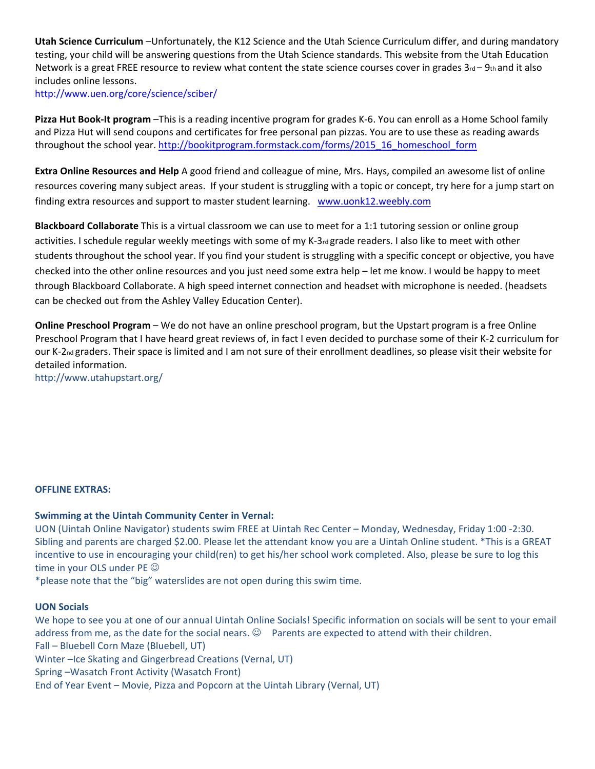**Utah Science Curriculum** –Unfortunately, the K12 Science and the Utah Science Curriculum differ, and during mandatory testing, your child will be answering questions from the Utah Science standards. This website from the Utah Education Network is a great FREE resource to review what content the state science courses cover in grades 3rd – 9th and it also includes online lessons.
http://www.uen.org/core/science/sciber/

**Pizza Hut Book-It program** –This is a reading incentive program for grades K-6. You can enroll as a Home School family and Pizza Hut will send coupons and certificates for free personal pan pizzas. You are to use these as reading awards throughout the school year. http://bookitprogram.formstack.com/forms/2015_16_homeschool_form

**Extra Online Resources and Help** A good friend and colleague of mine, Mrs. Hays, compiled an awesome list of online resources covering many subject areas. If your student is struggling with a topic or concept, try here for a jump start on finding extra resources and support to master student learning. www.uonk12.weebly.com

**Blackboard Collaborate** This is a virtual classroom we can use to meet for a 1:1 tutoring session or online group activities. I schedule regular weekly meetings with some of my K-3rd grade readers. I also like to meet with other students throughout the school year. If you find your student is struggling with a specific concept or objective, you have checked into the other online resources and you just need some extra help – let me know. I would be happy to meet through Blackboard Collaborate. A high speed internet connection and headset with microphone is needed. (headsets can be checked out from the Ashley Valley Education Center).

**Online Preschool Program** – We do not have an online preschool program, but the Upstart program is a free Online Preschool Program that I have heard great reviews of, in fact I even decided to purchase some of their K-2 curriculum for our K-2nd graders. Their space is limited and I am not sure of their enrollment deadlines, so please visit their website for detailed information.
http://www.utahupstart.org/

**OFFLINE EXTRAS:**

**Swimming at the Uintah Community Center in Vernal:**
UON (Uintah Online Navigator) students swim FREE at Uintah Rec Center – Monday, Wednesday, Friday 1:00 -2:30. Sibling and parents are charged $2.00. Please let the attendant know you are a Uintah Online student. *This is a GREAT incentive to use in encouraging your child(ren) to get his/her school work completed. Also, please be sure to log this time in your OLS under PE ☺
*please note that the "big" waterslides are not open during this swim time.

**UON Socials**
We hope to see you at one of our annual Uintah Online Socials! Specific information on socials will be sent to your email address from me, as the date for the social nears. ☺ Parents are expected to attend with their children.
Fall – Bluebell Corn Maze (Bluebell, UT)
Winter –Ice Skating and Gingerbread Creations (Vernal, UT)
Spring –Wasatch Front Activity (Wasatch Front)
End of Year Event – Movie, Pizza and Popcorn at the Uintah Library (Vernal, UT)